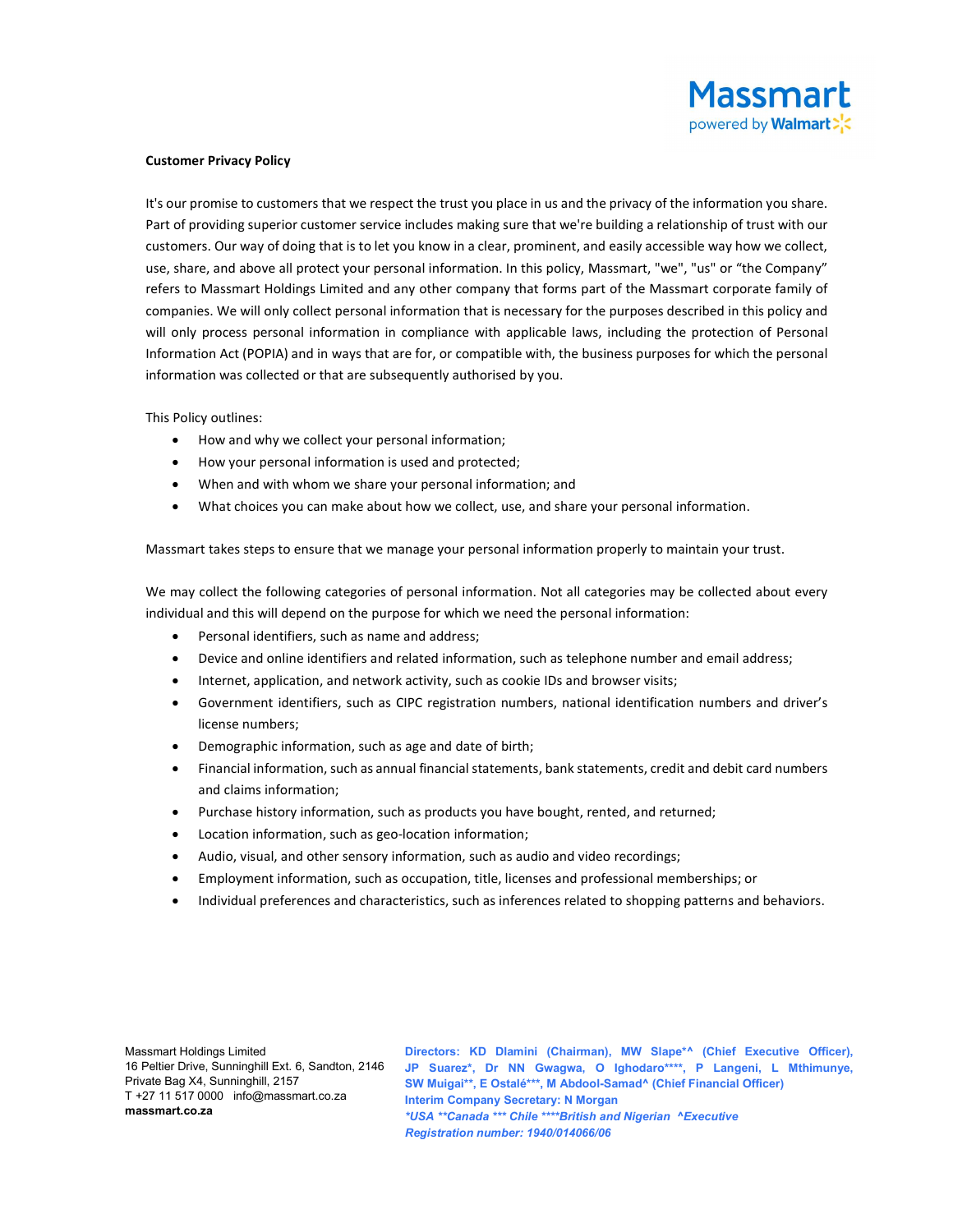Massmart powered by Walmart

**Customer Privacy Policy**

It's our promise to customers that we respect the trust you place in us and the privacy of the information you share. Part of providing superior customer service includes making sure that we're building a relationship of trust with our customers. Our way of doing that is to let you know in a clear, prominent, and easily accessible way how we collect, use, share, and above all protect your personal information. In this policy, Massmart, "we", "us" or "the Company" refers to Massmart Holdings Limited and any other company that forms part of the Massmart corporate family of companies. We will only collect personal information that is necessary for the purposes described in this policy and will only process personal information in compliance with applicable laws, including the protection of Personal Information Act (POPIA) and in ways that are for, or compatible with, the business purposes for which the personal information was collected or that are subsequently authorised by you.

This Policy outlines:

- How and why we collect your personal information;
- How your personal information is used and protected;
- When and with whom we share your personal information; and
- What choices you can make about how we collect, use, and share your personal information.

Massmart takes steps to ensure that we manage your personal information properly to maintain your trust.

We may collect the following categories of personal information. Not all categories may be collected about every individual and this will depend on the purpose for which we need the personal information:

- Personal identifiers, such as name and address;
- Device and online identifiers and related information, such as telephone number and email address;
- Internet, application, and network activity, such as cookie IDs and browser visits;
- Government identifiers, such as CIPC registration numbers, national identification numbers and driver's license numbers;
- Demographic information, such as age and date of birth;
- Financial information, such as annual financial statements, bank statements, credit and debit card numbers and claims information;
- Purchase history information, such as products you have bought, rented, and returned;
- Location information, such as geo-location information;
- Audio, visual, and other sensory information, such as audio and video recordings;
- Employment information, such as occupation, title, licenses and professional memberships; or
- Individual preferences and characteristics, such as inferences related to shopping patterns and behaviors.

Massmart Holdings Limited
16 Peltier Drive, Sunninghill Ext. 6, Sandton, 2146
Private Bag X4, Sunninghill, 2157
T +27 11 517 0000 info@massmart.co.za
**massmart.co.za**

**Directors: KD Dlamini (Chairman), MW Slape*^ (Chief Executive Officer), JP Suarez*, Dr NN Gwagwa, O Ighodaro****, P Langeni, L Mthimunye, SW Muigai**, E Ostalé***, M Abdool-Samad^ (Chief Financial Officer)**
**Interim Company Secretary: N Morgan**
***USA **Canada *** Chile ****British and Nigerian ^Executive***
***Registration number: 1940/014066/06***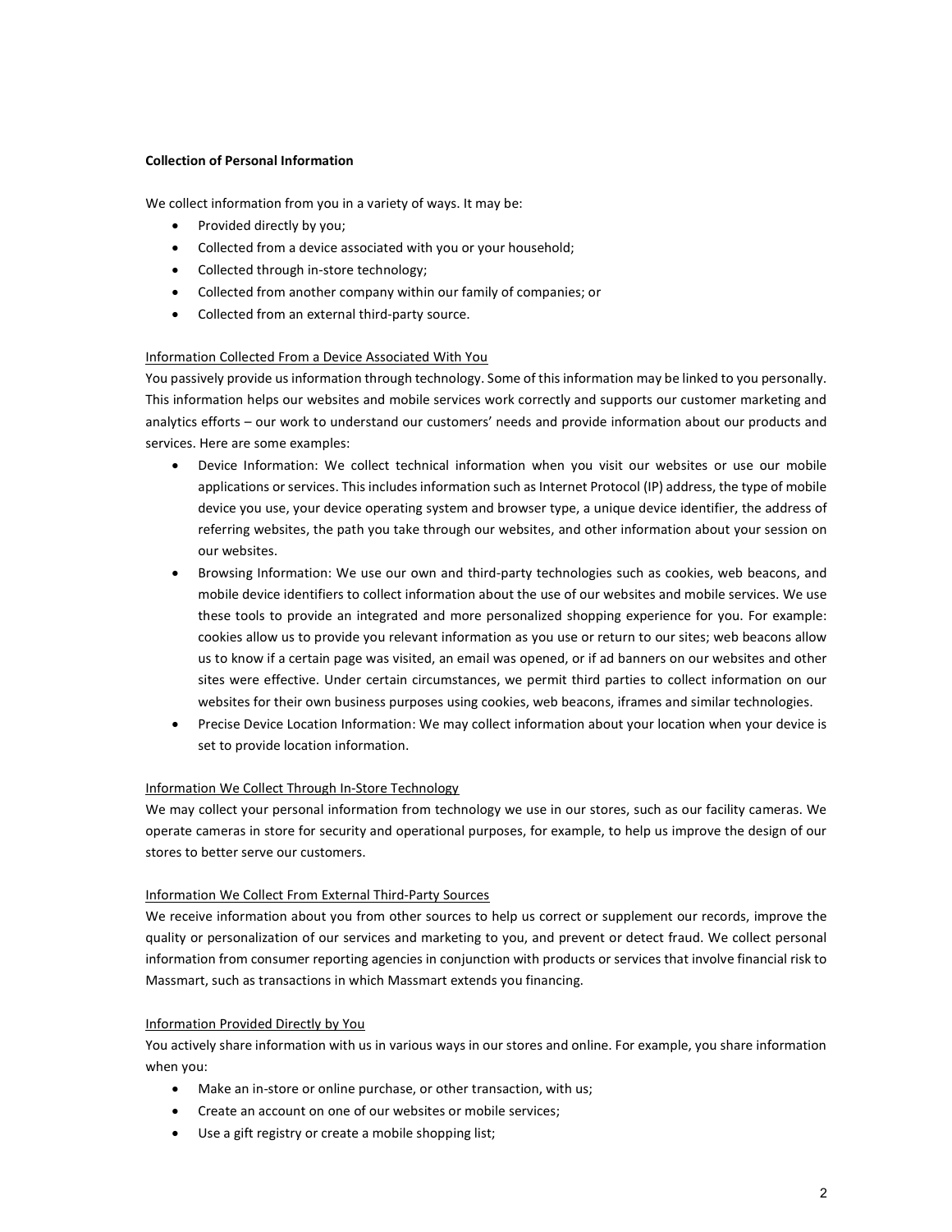**Collection of Personal Information**

We collect information from you in a variety of ways. It may be:

- Provided directly by you;
- Collected from a device associated with you or your household;
- Collected through in-store technology;
- Collected from another company within our family of companies; or
- Collected from an external third-party source.

<u>Information Collected From a Device Associated With You</u>

You passively provide us information through technology. Some of this information may be linked to you personally. This information helps our websites and mobile services work correctly and supports our customer marketing and analytics efforts – our work to understand our customers' needs and provide information about our products and services. Here are some examples:

- Device Information: We collect technical information when you visit our websites or use our mobile applications or services. This includes information such as Internet Protocol (IP) address, the type of mobile device you use, your device operating system and browser type, a unique device identifier, the address of referring websites, the path you take through our websites, and other information about your session on our websites.
- Browsing Information: We use our own and third-party technologies such as cookies, web beacons, and mobile device identifiers to collect information about the use of our websites and mobile services. We use these tools to provide an integrated and more personalized shopping experience for you. For example: cookies allow us to provide you relevant information as you use or return to our sites; web beacons allow us to know if a certain page was visited, an email was opened, or if ad banners on our websites and other sites were effective. Under certain circumstances, we permit third parties to collect information on our websites for their own business purposes using cookies, web beacons, iframes and similar technologies.
- Precise Device Location Information: We may collect information about your location when your device is set to provide location information.

<u>Information We Collect Through In-Store Technology</u>

We may collect your personal information from technology we use in our stores, such as our facility cameras. We operate cameras in store for security and operational purposes, for example, to help us improve the design of our stores to better serve our customers.

<u>Information We Collect From External Third-Party Sources</u>

We receive information about you from other sources to help us correct or supplement our records, improve the quality or personalization of our services and marketing to you, and prevent or detect fraud. We collect personal information from consumer reporting agencies in conjunction with products or services that involve financial risk to Massmart, such as transactions in which Massmart extends you financing.

<u>Information Provided Directly by You</u>

You actively share information with us in various ways in our stores and online. For example, you share information when you:

- Make an in-store or online purchase, or other transaction, with us;
- Create an account on one of our websites or mobile services;
- Use a gift registry or create a mobile shopping list;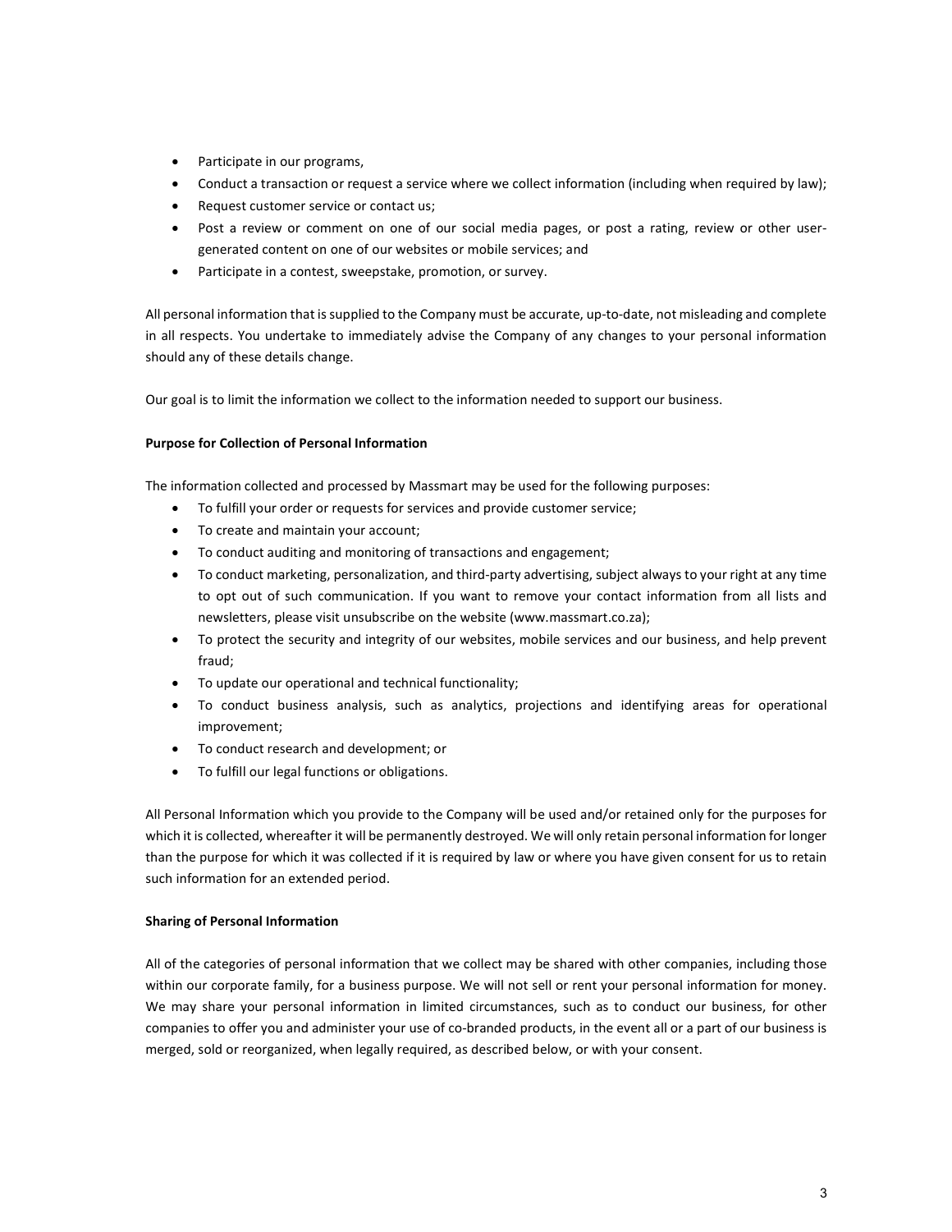- Participate in our programs,
- Conduct a transaction or request a service where we collect information (including when required by law);
- Request customer service or contact us;
- Post a review or comment on one of our social media pages, or post a rating, review or other user-generated content on one of our websites or mobile services; and
- Participate in a contest, sweepstake, promotion, or survey.

All personal information that is supplied to the Company must be accurate, up-to-date, not misleading and complete in all respects. You undertake to immediately advise the Company of any changes to your personal information should any of these details change.

Our goal is to limit the information we collect to the information needed to support our business.

**Purpose for Collection of Personal Information**

The information collected and processed by Massmart may be used for the following purposes:

- To fulfill your order or requests for services and provide customer service;
- To create and maintain your account;
- To conduct auditing and monitoring of transactions and engagement;
- To conduct marketing, personalization, and third-party advertising, subject always to your right at any time to opt out of such communication. If you want to remove your contact information from all lists and newsletters, please visit unsubscribe on the website (www.massmart.co.za);
- To protect the security and integrity of our websites, mobile services and our business, and help prevent fraud;
- To update our operational and technical functionality;
- To conduct business analysis, such as analytics, projections and identifying areas for operational improvement;
- To conduct research and development; or
- To fulfill our legal functions or obligations.

All Personal Information which you provide to the Company will be used and/or retained only for the purposes for which it is collected, whereafter it will be permanently destroyed. We will only retain personal information for longer than the purpose for which it was collected if it is required by law or where you have given consent for us to retain such information for an extended period.

**Sharing of Personal Information**

All of the categories of personal information that we collect may be shared with other companies, including those within our corporate family, for a business purpose. We will not sell or rent your personal information for money. We may share your personal information in limited circumstances, such as to conduct our business, for other companies to offer you and administer your use of co-branded products, in the event all or a part of our business is merged, sold or reorganized, when legally required, as described below, or with your consent.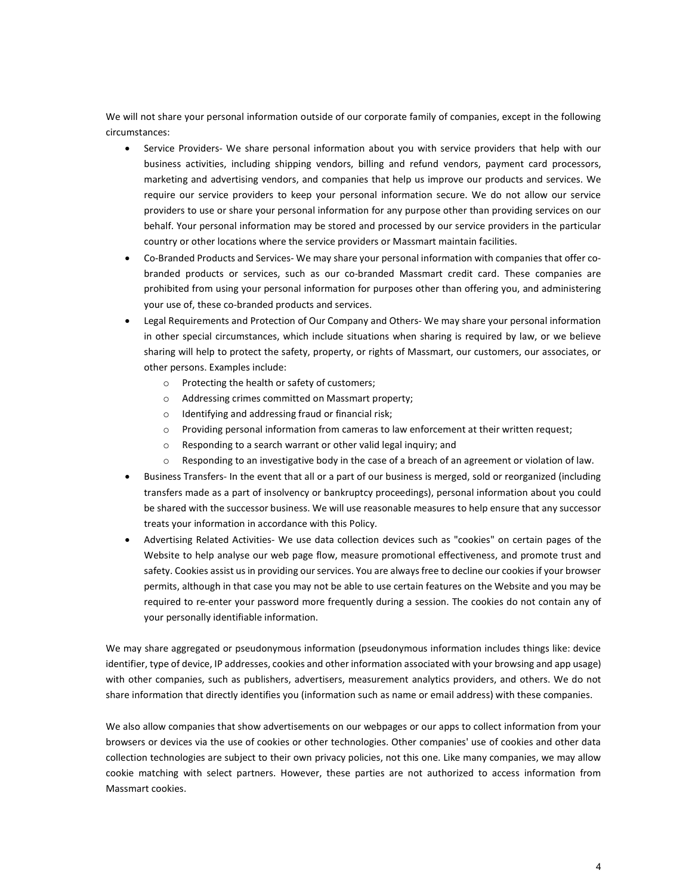We will not share your personal information outside of our corporate family of companies, except in the following circumstances:

- Service Providers- We share personal information about you with service providers that help with our business activities, including shipping vendors, billing and refund vendors, payment card processors, marketing and advertising vendors, and companies that help us improve our products and services. We require our service providers to keep your personal information secure. We do not allow our service providers to use or share your personal information for any purpose other than providing services on our behalf. Your personal information may be stored and processed by our service providers in the particular country or other locations where the service providers or Massmart maintain facilities.
- Co-Branded Products and Services- We may share your personal information with companies that offer co-branded products or services, such as our co-branded Massmart credit card. These companies are prohibited from using your personal information for purposes other than offering you, and administering your use of, these co-branded products and services.
- Legal Requirements and Protection of Our Company and Others- We may share your personal information in other special circumstances, which include situations when sharing is required by law, or we believe sharing will help to protect the safety, property, or rights of Massmart, our customers, our associates, or other persons. Examples include:
    - Protecting the health or safety of customers;
    - Addressing crimes committed on Massmart property;
    - Identifying and addressing fraud or financial risk;
    - Providing personal information from cameras to law enforcement at their written request;
    - Responding to a search warrant or other valid legal inquiry; and
    - Responding to an investigative body in the case of a breach of an agreement or violation of law.
- Business Transfers- In the event that all or a part of our business is merged, sold or reorganized (including transfers made as a part of insolvency or bankruptcy proceedings), personal information about you could be shared with the successor business. We will use reasonable measures to help ensure that any successor treats your information in accordance with this Policy.
- Advertising Related Activities- We use data collection devices such as "cookies" on certain pages of the Website to help analyse our web page flow, measure promotional effectiveness, and promote trust and safety. Cookies assist us in providing our services. You are always free to decline our cookies if your browser permits, although in that case you may not be able to use certain features on the Website and you may be required to re-enter your password more frequently during a session. The cookies do not contain any of your personally identifiable information.

We may share aggregated or pseudonymous information (pseudonymous information includes things like: device identifier, type of device, IP addresses, cookies and other information associated with your browsing and app usage) with other companies, such as publishers, advertisers, measurement analytics providers, and others. We do not share information that directly identifies you (information such as name or email address) with these companies.

We also allow companies that show advertisements on our webpages or our apps to collect information from your browsers or devices via the use of cookies or other technologies. Other companies' use of cookies and other data collection technologies are subject to their own privacy policies, not this one. Like many companies, we may allow cookie matching with select partners. However, these parties are not authorized to access information from Massmart cookies.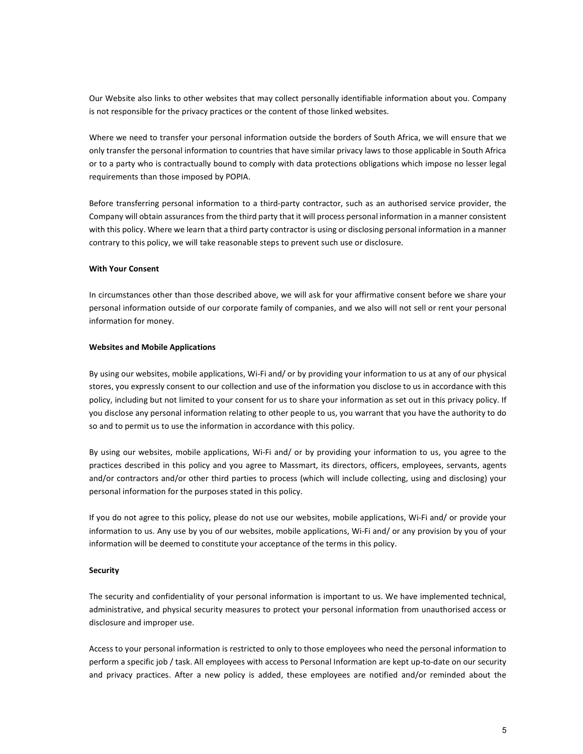Our Website also links to other websites that may collect personally identifiable information about you. Company is not responsible for the privacy practices or the content of those linked websites.

Where we need to transfer your personal information outside the borders of South Africa, we will ensure that we only transfer the personal information to countries that have similar privacy laws to those applicable in South Africa or to a party who is contractually bound to comply with data protections obligations which impose no lesser legal requirements than those imposed by POPIA.

Before transferring personal information to a third-party contractor, such as an authorised service provider, the Company will obtain assurances from the third party that it will process personal information in a manner consistent with this policy. Where we learn that a third party contractor is using or disclosing personal information in a manner contrary to this policy, we will take reasonable steps to prevent such use or disclosure.

**With Your Consent**

In circumstances other than those described above, we will ask for your affirmative consent before we share your personal information outside of our corporate family of companies, and we also will not sell or rent your personal information for money.

**Websites and Mobile Applications**

By using our websites, mobile applications, Wi-Fi and/ or by providing your information to us at any of our physical stores, you expressly consent to our collection and use of the information you disclose to us in accordance with this policy, including but not limited to your consent for us to share your information as set out in this privacy policy. If you disclose any personal information relating to other people to us, you warrant that you have the authority to do so and to permit us to use the information in accordance with this policy.

By using our websites, mobile applications, Wi-Fi and/ or by providing your information to us, you agree to the practices described in this policy and you agree to Massmart, its directors, officers, employees, servants, agents and/or contractors and/or other third parties to process (which will include collecting, using and disclosing) your personal information for the purposes stated in this policy.

If you do not agree to this policy, please do not use our websites, mobile applications, Wi-Fi and/ or provide your information to us. Any use by you of our websites, mobile applications, Wi-Fi and/ or any provision by you of your information will be deemed to constitute your acceptance of the terms in this policy.

**Security**

The security and confidentiality of your personal information is important to us. We have implemented technical, administrative, and physical security measures to protect your personal information from unauthorised access or disclosure and improper use.

Access to your personal information is restricted to only to those employees who need the personal information to perform a specific job / task. All employees with access to Personal Information are kept up-to-date on our security and privacy practices. After a new policy is added, these employees are notified and/or reminded about the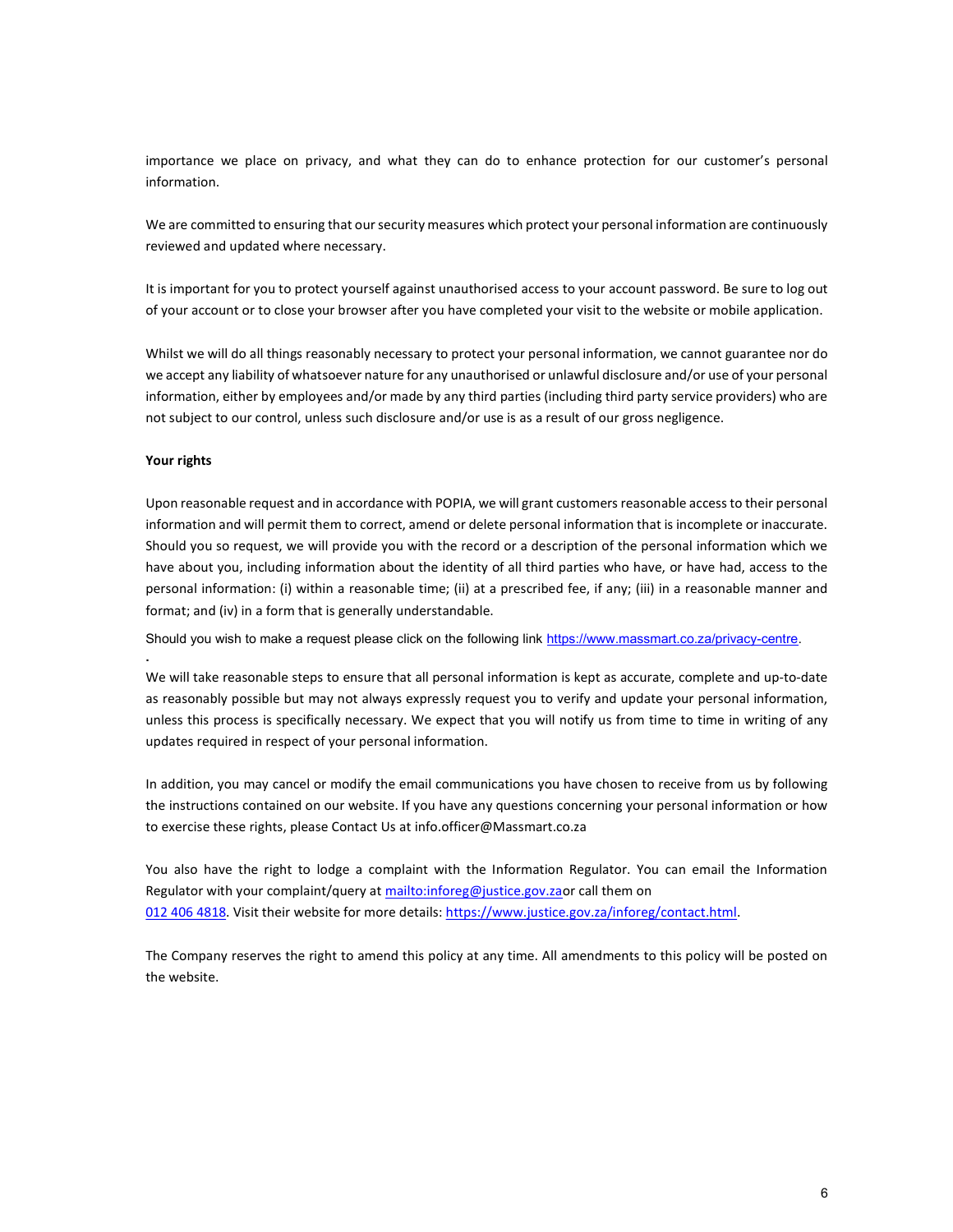importance we place on privacy, and what they can do to enhance protection for our customer's personal information.

We are committed to ensuring that our security measures which protect your personal information are continuously reviewed and updated where necessary.

It is important for you to protect yourself against unauthorised access to your account password. Be sure to log out of your account or to close your browser after you have completed your visit to the website or mobile application.

Whilst we will do all things reasonably necessary to protect your personal information, we cannot guarantee nor do we accept any liability of whatsoever nature for any unauthorised or unlawful disclosure and/or use of your personal information, either by employees and/or made by any third parties (including third party service providers) who are not subject to our control, unless such disclosure and/or use is as a result of our gross negligence.

**Your rights**

Upon reasonable request and in accordance with POPIA, we will grant customers reasonable access to their personal information and will permit them to correct, amend or delete personal information that is incomplete or inaccurate. Should you so request, we will provide you with the record or a description of the personal information which we have about you, including information about the identity of all third parties who have, or have had, access to the personal information: (i) within a reasonable time; (ii) at a prescribed fee, if any; (iii) in a reasonable manner and format; and (iv) in a form that is generally understandable.

Should you wish to make a request please click on the following link https://www.massmart.co.za/privacy-centre.

We will take reasonable steps to ensure that all personal information is kept as accurate, complete and up-to-date as reasonably possible but may not always expressly request you to verify and update your personal information, unless this process is specifically necessary. We expect that you will notify us from time to time in writing of any updates required in respect of your personal information.

In addition, you may cancel or modify the email communications you have chosen to receive from us by following the instructions contained on our website. If you have any questions concerning your personal information or how to exercise these rights, please Contact Us at info.officer@Massmart.co.za

You also have the right to lodge a complaint with the Information Regulator. You can email the Information Regulator with your complaint/query at mailto:inforeg@justice.gov.zaor call them on 012 406 4818. Visit their website for more details: https://www.justice.gov.za/inforeg/contact.html.

The Company reserves the right to amend this policy at any time. All amendments to this policy will be posted on the website.